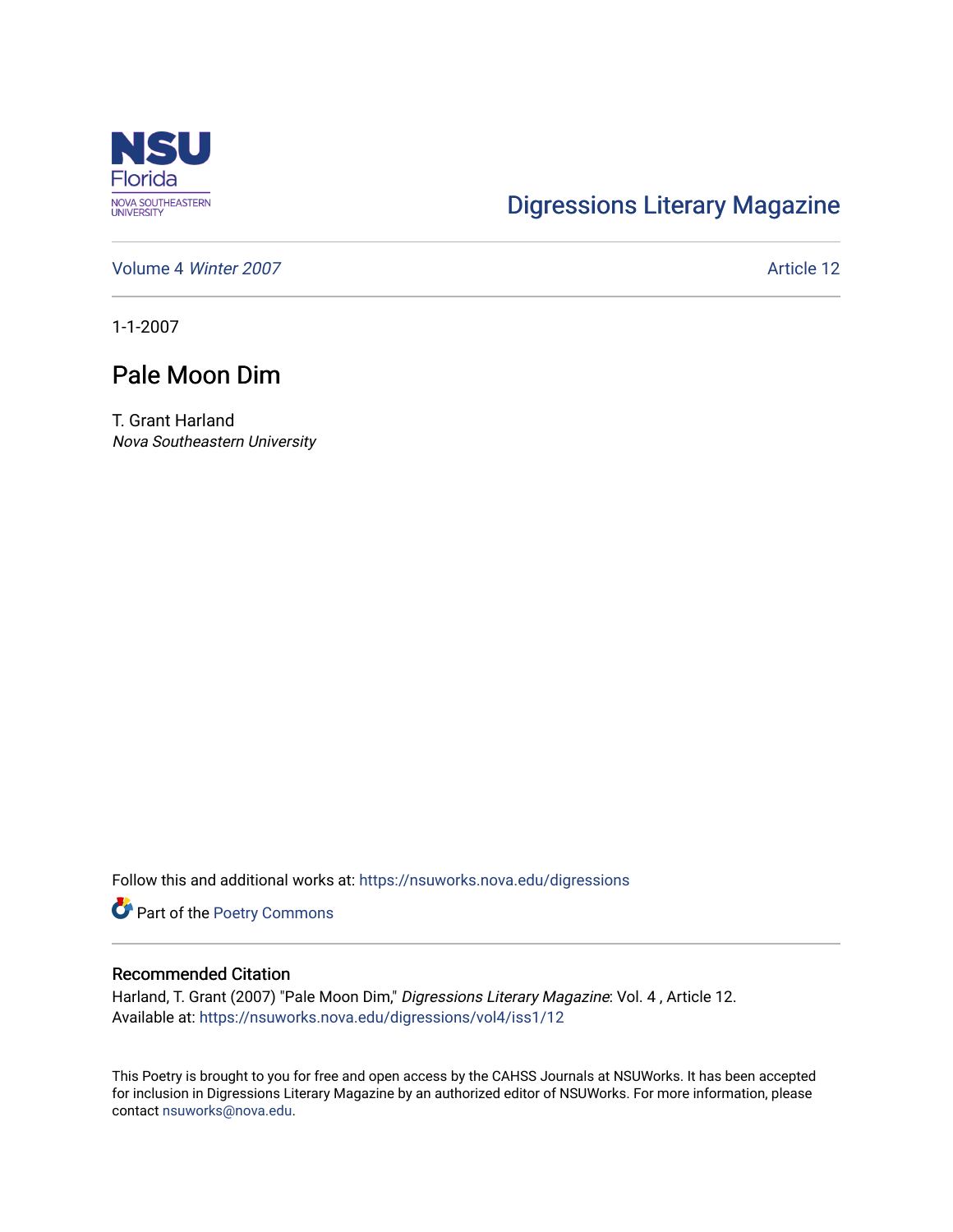NSU Florida
NOVA SOUTHEASTERN UNIVERSITY

Digressions Literary Magazine

Volume 4 *Winter 2007* Article 12

1-1-2007

# Pale Moon Dim

T. Grant Harland
*Nova Southeastern University*

Follow this and additional works at: https://nsuworks.nova.edu/digressions

Part of the Poetry Commons

## Recommended Citation

Harland, T. Grant (2007) "Pale Moon Dim," *Digressions Literary Magazine*: Vol. 4 , Article 12.
Available at: https://nsuworks.nova.edu/digressions/vol4/iss1/12

This Poetry is brought to you for free and open access by the CAHSS Journals at NSUWorks. It has been accepted for inclusion in Digressions Literary Magazine by an authorized editor of NSUWorks. For more information, please contact nsuworks@nova.edu.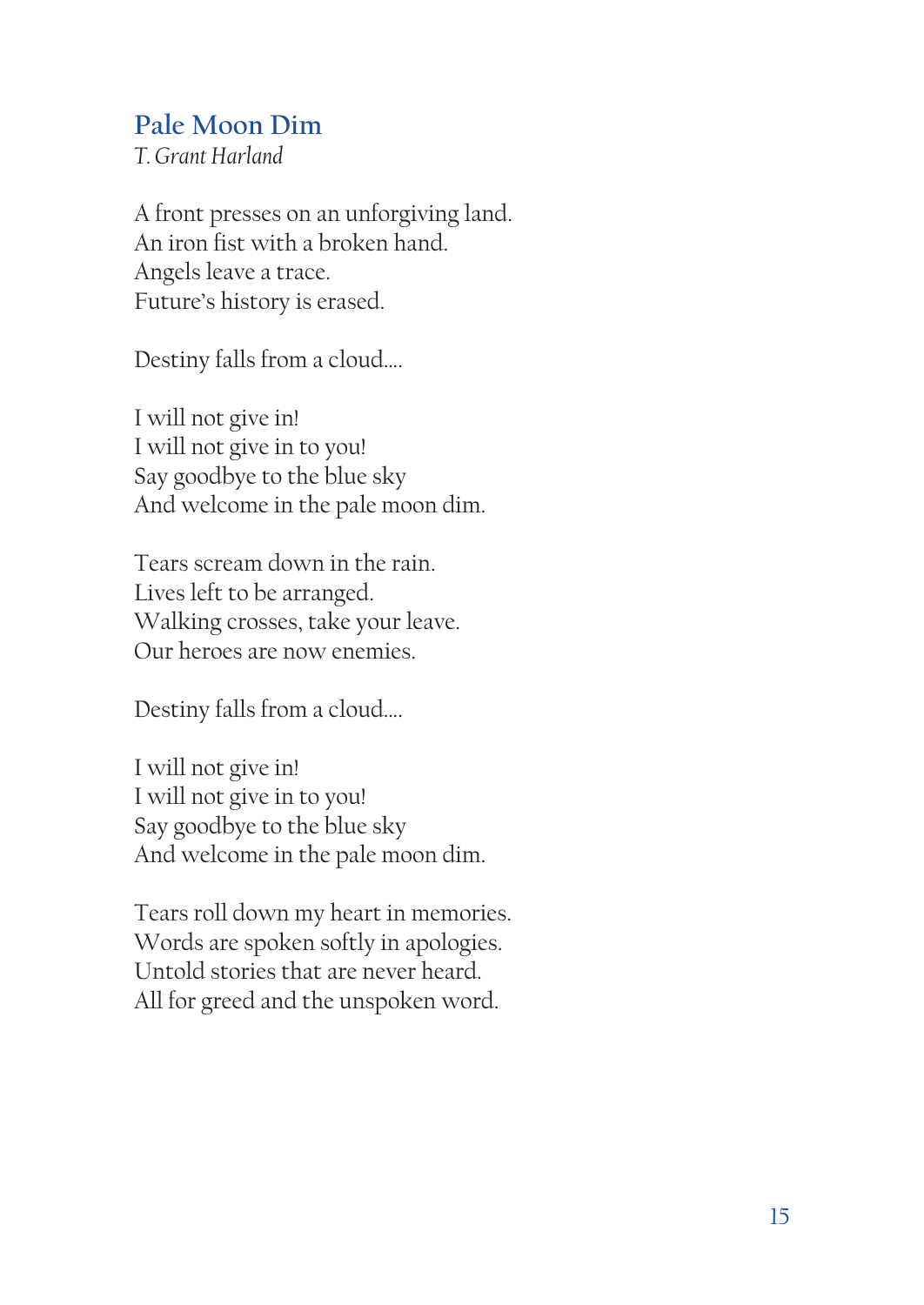## Pale Moon Dim

*T. Grant Harland*

A front presses on an unforgiving land.
An iron fist with a broken hand.
Angels leave a trace.
Future's history is erased.

Destiny falls from a cloud....

I will not give in!
I will not give in to you!
Say goodbye to the blue sky
And welcome in the pale moon dim.

Tears scream down in the rain.
Lives left to be arranged.
Walking crosses, take your leave.
Our heroes are now enemies.

Destiny falls from a cloud....

I will not give in!
I will not give in to you!
Say goodbye to the blue sky
And welcome in the pale moon dim.

Tears roll down my heart in memories.
Words are spoken softly in apologies.
Untold stories that are never heard.
All for greed and the unspoken word.